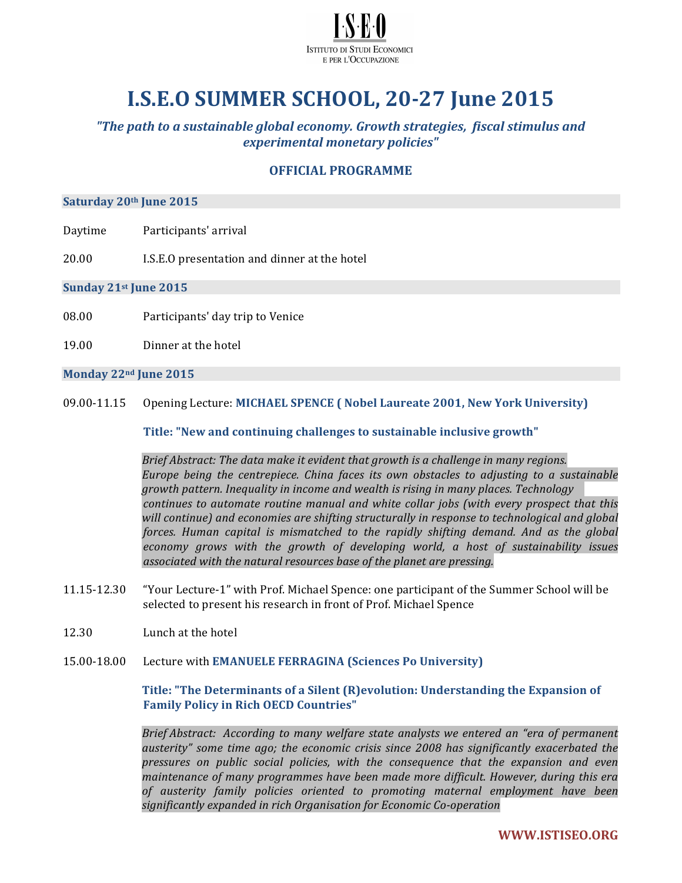I·S·E·O

ISTITUTO DI STUDI ECONOMICI E PER L'OCCUPAZIONE

# I.S.E.O SUMMER SCHOOL, 20-27 June 2015

***"The path to a sustainable global economy. Growth strategies, fiscal stimulus and experimental monetary policies"***

## OFFICIAL PROGRAMME

### Saturday 20th June 2015

Daytime — Participants' arrival

20.00 — I.S.E.O presentation and dinner at the hotel

### Sunday 21st June 2015

08.00 — Participants' day trip to Venice

19.00 — Dinner at the hotel

### Monday 22nd June 2015

09.00-11.15 — Opening Lecture: **MICHAEL SPENCE ( Nobel Laureate 2001, New York University)**

**Title: "New and continuing challenges to sustainable inclusive growth"**

*Brief Abstract: The data make it evident that growth is a challenge in many regions. Europe being the centrepiece. China faces its own obstacles to adjusting to a sustainable growth pattern. Inequality in income and wealth is rising in many places. Technology continues to automate routine manual and white collar jobs (with every prospect that this will continue) and economies are shifting structurally in response to technological and global forces. Human capital is mismatched to the rapidly shifting demand. And as the global economy grows with the growth of developing world, a host of sustainability issues associated with the natural resources base of the planet are pressing.*

11.15-12.30 — "Your Lecture-1" with Prof. Michael Spence: one participant of the Summer School will be selected to present his research in front of Prof. Michael Spence

12.30 — Lunch at the hotel

15.00-18.00 — Lecture with **EMANUELE FERRAGINA (Sciences Po University)**

**Title: "The Determinants of a Silent (R)evolution: Understanding the Expansion of Family Policy in Rich OECD Countries"**

*Brief Abstract: According to many welfare state analysts we entered an "era of permanent austerity" some time ago; the economic crisis since 2008 has significantly exacerbated the pressures on public social policies, with the consequence that the expansion and even maintenance of many programmes have been made more difficult. However, during this era of austerity family policies oriented to promoting maternal employment have been significantly expanded in rich Organisation for Economic Co-operation*

WWW.ISTISEO.ORG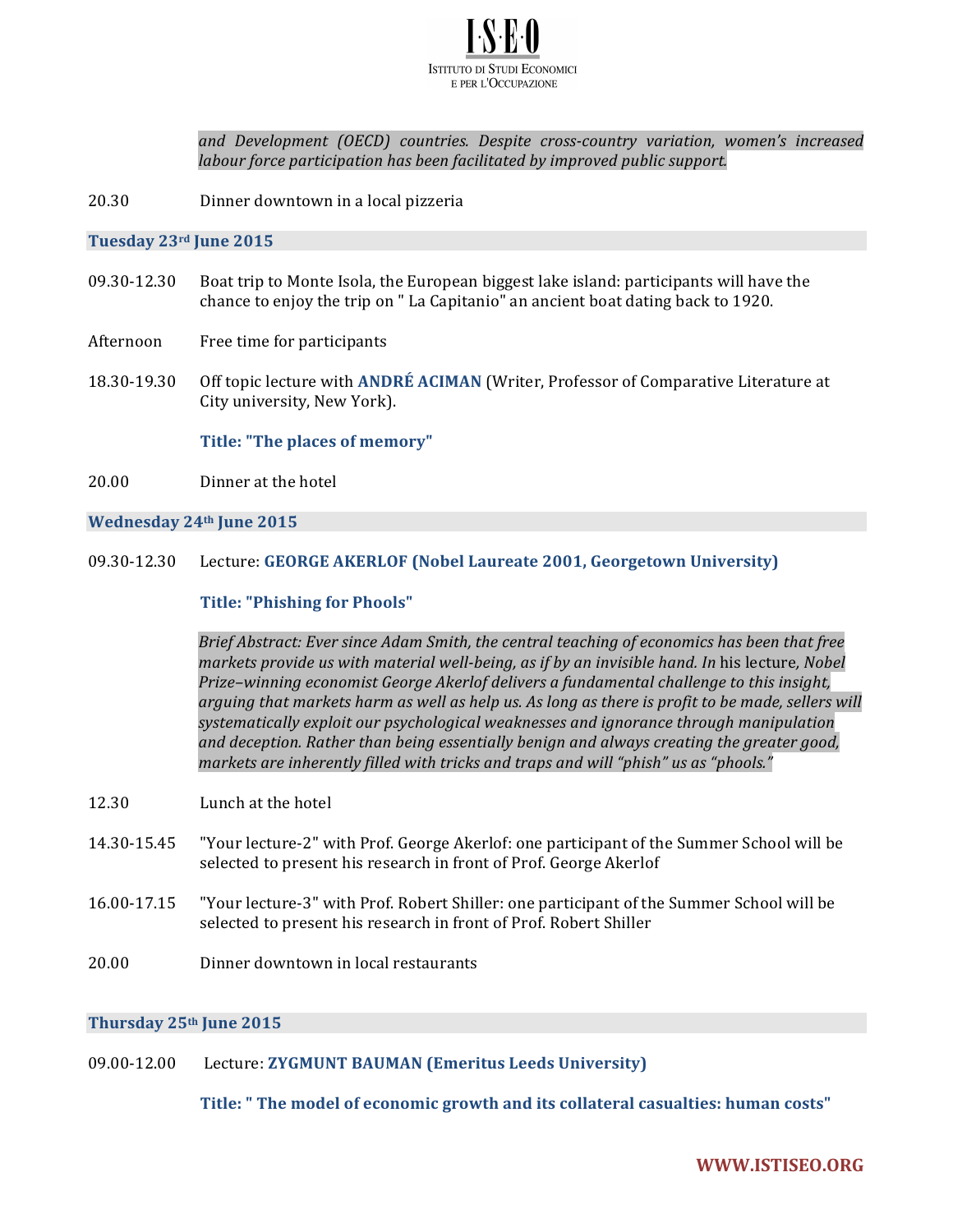*and Development (OECD) countries. Despite cross-country variation, women's increased labour force participation has been facilitated by improved public support.*

20.30 Dinner downtown in a local pizzeria

**Tuesday 23rd June 2015**

09.30-12.30 Boat trip to Monte Isola, the European biggest lake island: participants will have the chance to enjoy the trip on " La Capitanio" an ancient boat dating back to 1920.

Afternoon Free time for participants

18.30-19.30 Off topic lecture with **ANDRÉ ACIMAN** (Writer, Professor of Comparative Literature at City university, New York).

**Title: "The places of memory"**

20.00 Dinner at the hotel

**Wednesday 24th June 2015**

09.30-12.30 Lecture: **GEORGE AKERLOF (Nobel Laureate 2001, Georgetown University)**

**Title: "Phishing for Phools"**

*Brief Abstract: Ever since Adam Smith, the central teaching of economics has been that free markets provide us with material well-being, as if by an invisible hand. In* his lecture, *Nobel Prize–winning economist George Akerlof delivers a fundamental challenge to this insight, arguing that markets harm as well as help us. As long as there is profit to be made, sellers will systematically exploit our psychological weaknesses and ignorance through manipulation and deception. Rather than being essentially benign and always creating the greater good, markets are inherently filled with tricks and traps and will "phish" us as "phools."*

12.30 Lunch at the hotel

14.30-15.45 "Your lecture-2" with Prof. George Akerlof: one participant of the Summer School will be selected to present his research in front of Prof. George Akerlof

16.00-17.15 "Your lecture-3" with Prof. Robert Shiller: one participant of the Summer School will be selected to present his research in front of Prof. Robert Shiller

20.00 Dinner downtown in local restaurants

**Thursday 25th June 2015**

09.00-12.00 Lecture: **ZYGMUNT BAUMAN (Emeritus Leeds University)**

**Title: " The model of economic growth and its collateral casualties: human costs"**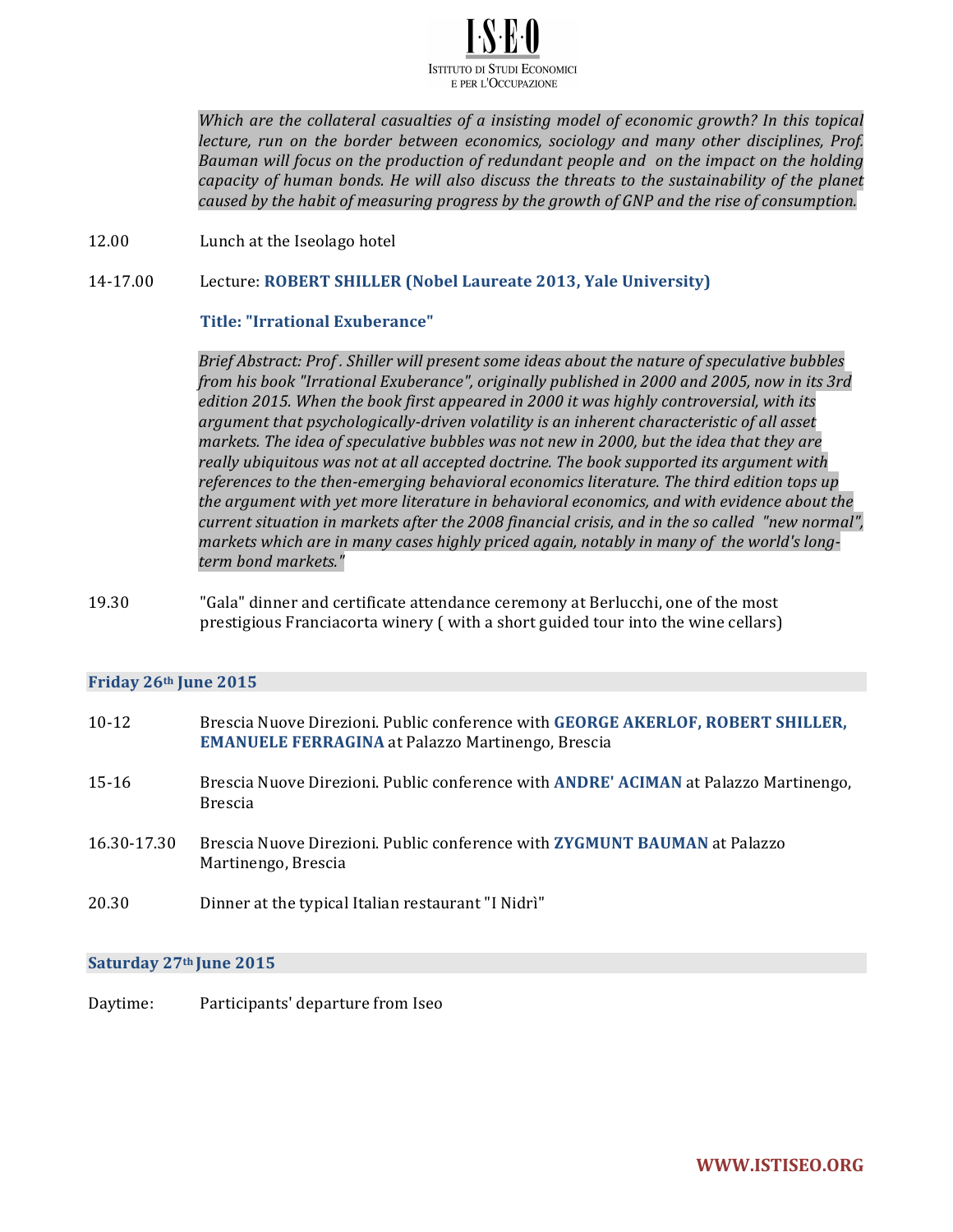*Which are the collateral casualties of a insisting model of economic growth? In this topical lecture, run on the border between economics, sociology and many other disciplines, Prof. Bauman will focus on the production of redundant people and on the impact on the holding capacity of human bonds. He will also discuss the threats to the sustainability of the planet caused by the habit of measuring progress by the growth of GNP and the rise of consumption.*

12.00 Lunch at the Iseolago hotel

14-17.00 Lecture: **ROBERT SHILLER (Nobel Laureate 2013, Yale University)**

**Title: "Irrational Exuberance"**

*Brief Abstract: Prof . Shiller will present some ideas about the nature of speculative bubbles from his book "Irrational Exuberance", originally published in 2000 and 2005, now in its 3rd edition 2015. When the book first appeared in 2000 it was highly controversial, with its argument that psychologically-driven volatility is an inherent characteristic of all asset markets. The idea of speculative bubbles was not new in 2000, but the idea that they are really ubiquitous was not at all accepted doctrine. The book supported its argument with references to the then-emerging behavioral economics literature. The third edition tops up the argument with yet more literature in behavioral economics, and with evidence about the current situation in markets after the 2008 financial crisis, and in the so called "new normal", markets which are in many cases highly priced again, notably in many of the world's long-term bond markets."*

19.30 "Gala" dinner and certificate attendance ceremony at Berlucchi, one of the most prestigious Franciacorta winery ( with a short guided tour into the wine cellars)

## Friday 26th June 2015

10-12 Brescia Nuove Direzioni. Public conference with **GEORGE AKERLOF, ROBERT SHILLER, EMANUELE FERRAGINA** at Palazzo Martinengo, Brescia

15-16 Brescia Nuove Direzioni. Public conference with **ANDRE' ACIMAN** at Palazzo Martinengo, Brescia

16.30-17.30 Brescia Nuove Direzioni. Public conference with **ZYGMUNT BAUMAN** at Palazzo Martinengo, Brescia

20.30 Dinner at the typical Italian restaurant "I Nidrì"

## Saturday 27th June 2015

Daytime: Participants' departure from Iseo

**WWW.ISTISEO.ORG**